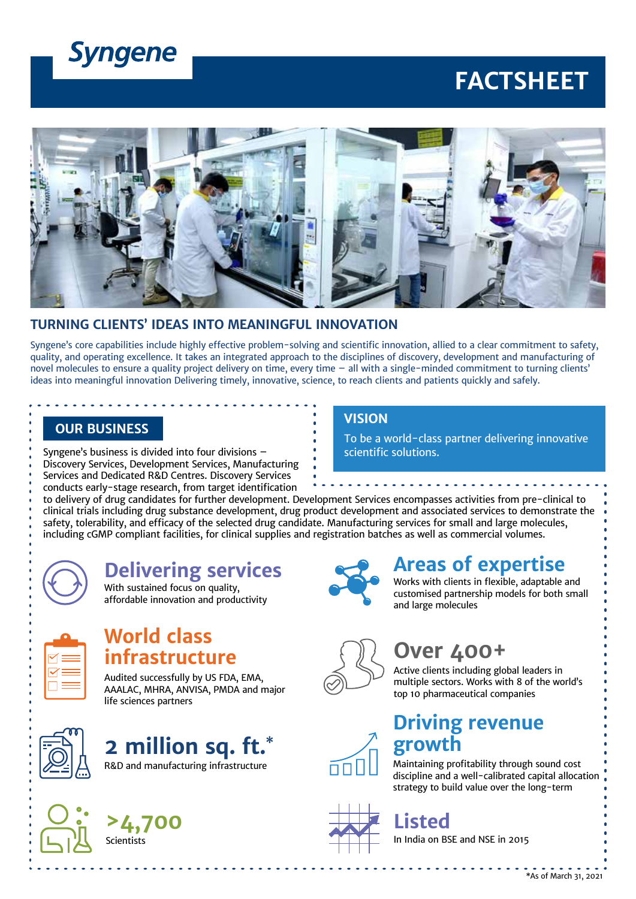# Syngene

# FACTSHEET

## TURNING CLIENTS' IDEAS INTO MEANINGFUL INNOVATION

Syngene's core capabilities include highly effective problem-solving and scientific innovation, allied to a clear commitment to safety, quality, and operating excellence. It takes an integrated approach to the disciplines of discovery, development and manufacturing of novel molecules to ensure a quality project delivery on time, every time – all with a single-minded commitment to turning clients' ideas into meaningful innovation Delivering timely, innovative, science, to reach clients and patients quickly and safely.

## OUR BUSINESS

Syngene's business is divided into four divisions – Discovery Services, Development Services, Manufacturing Services and Dedicated R&D Centres. Discovery Services conducts early-stage research, from target identification to delivery of drug candidates for further development. Development Services encompasses activities from pre-clinical to clinical trials including drug substance development, drug product development and associated services to demonstrate the safety, tolerability, and efficacy of the selected drug candidate. Manufacturing services for small and large molecules, including cGMP compliant facilities, for clinical supplies and registration batches as well as commercial volumes.

## VISION

To be a world-class partner delivering innovative scientific solutions.

### Delivering services

With sustained focus on quality, affordable innovation and productivity

### World class infrastructure

Audited successfully by US FDA, EMA, AAALAC, MHRA, ANVISA, PMDA and major life sciences partners

### 2 million sq. ft.*

R&D and manufacturing infrastructure

### >4,700

Scientists

### Areas of expertise

Works with clients in flexible, adaptable and customised partnership models for both small and large molecules

### Over 400+

Active clients including global leaders in multiple sectors. Works with 8 of the world's top 10 pharmaceutical companies

### Driving revenue growth

Maintaining profitability through sound cost discipline and a well-calibrated capital allocation strategy to build value over the long-term

### Listed

In India on BSE and NSE in 2015

*As of March 31, 2021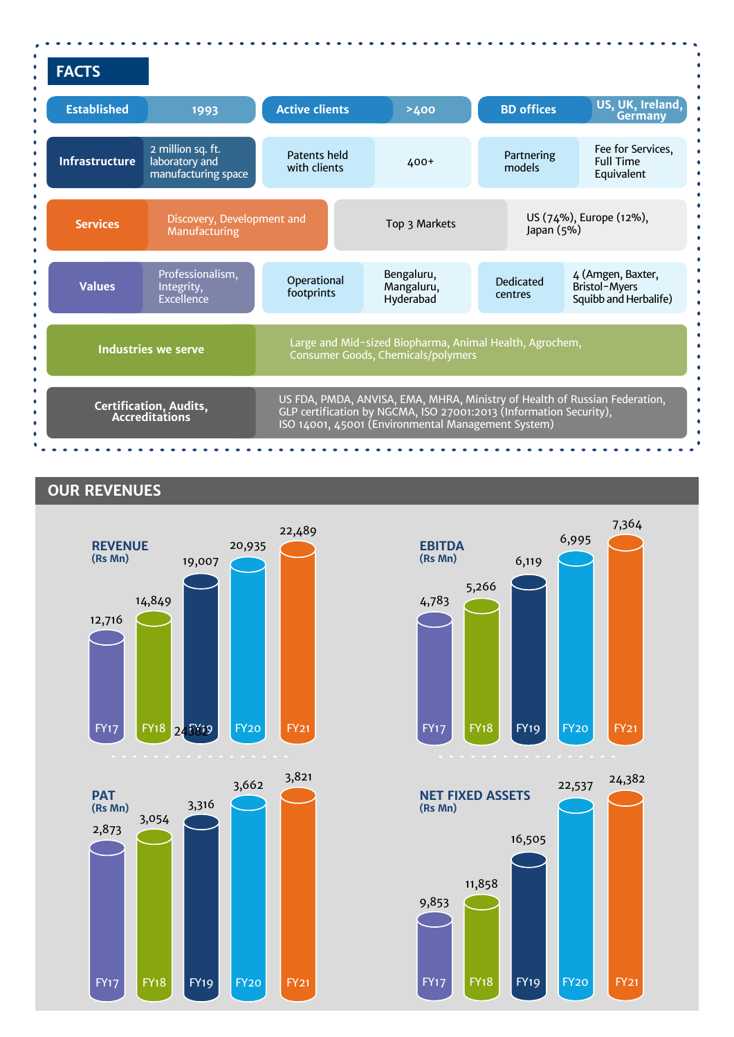## FACTS

| | |
|---|---|
| Established | 1993 |
| Active clients | >400 |
| BD offices | US, UK, Ireland, Germany |
| Infrastructure | 2 million sq. ft. laboratory and manufacturing space |
| Patents held with clients | 400+ |
| Partnering models | Fee for Services, Full Time Equivalent |
| Services | Discovery, Development and Manufacturing |
| Top 3 Markets | US (74%), Europe (12%), Japan (5%) |
| Values | Professionalism, Integrity, Excellence |
| Operational footprints | Bengaluru, Mangaluru, Hyderabad |
| Dedicated centres | 4 (Amgen, Baxter, Bristol-Myers Squibb and Herbalife) |
| Industries we serve | Large and Mid-sized Biopharma, Animal Health, Agrochem, Consumer Goods, Chemicals/polymers |
| Certification, Audits, Accreditations | US FDA, PMDA, ANVISA, EMA, MHRA, Ministry of Health of Russian Federation, GLP certification by NGCMA, ISO 27001:2013 (Information Security), ISO 14001, 45001 (Environmental Management System) |

## OUR REVENUES

| | FY17 | FY18 | FY19 | FY20 | FY21 |
|---|---|---|---|---|---|
| REVENUE (Rs Mn) | 12,716 | 14,849 | 19,007 | 20,935 | 22,489 |
| EBITDA (Rs Mn) | 4,783 | 5,266 | 6,119 | 6,995 | 7,364 |
| PAT (Rs Mn) | 2,873 | 3,054 | 3,316 | 3,662 | 3,821 |
| NET FIXED ASSETS (Rs Mn) | 9,853 | 11,858 | 16,505 | 22,537 | 24,382 |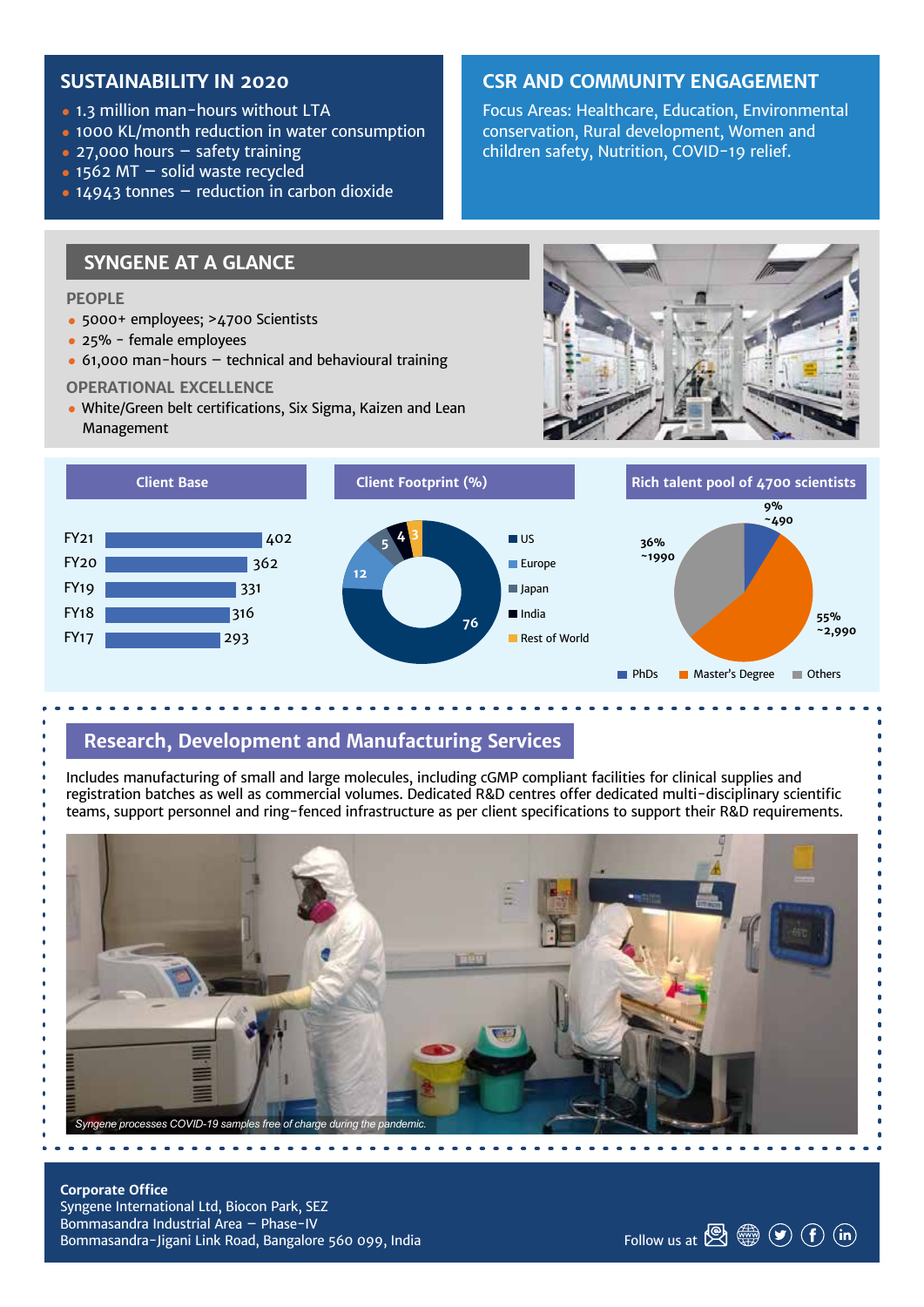## SUSTAINABILITY IN 2020

- 1.3 million man-hours without LTA
- 1000 KL/month reduction in water consumption
- 27,000 hours – safety training
- 1562 MT – solid waste recycled
- 14943 tonnes – reduction in carbon dioxide

## CSR AND COMMUNITY ENGAGEMENT

Focus Areas: Healthcare, Education, Environmental conservation, Rural development, Women and children safety, Nutrition, COVID-19 relief.

## SYNGENE AT A GLANCE

### PEOPLE

- 5000+ employees; >4700 Scientists
- 25% - female employees
- 61,000 man-hours – technical and behavioural training

### OPERATIONAL EXCELLENCE

- White/Green belt certifications, Six Sigma, Kaizen and Lean Management

**Client Base**

FY21 402
FY20 362
FY19 331
FY18 316
FY17 293

**Client Footprint (%)**

US 76
Europe 12
Japan 5
India 4
Rest of World 3

**Rich talent pool of 4700 scientists**

PhDs 9% ~490
Master's Degree 55% ~2,990
Others 36% ~1990

## Research, Development and Manufacturing Services

Includes manufacturing of small and large molecules, including cGMP compliant facilities for clinical supplies and registration batches as well as commercial volumes. Dedicated R&D centres offer dedicated multi-disciplinary scientific teams, support personnel and ring-fenced infrastructure as per client specifications to support their R&D requirements.

*Syngene processes COVID-19 samples free of charge during the pandemic.*

**Corporate Office**
Syngene International Ltd, Biocon Park, SEZ
Bommasandra Industrial Area – Phase-IV
Bommasandra-Jigani Link Road, Bangalore 560 099, India

Follow us at